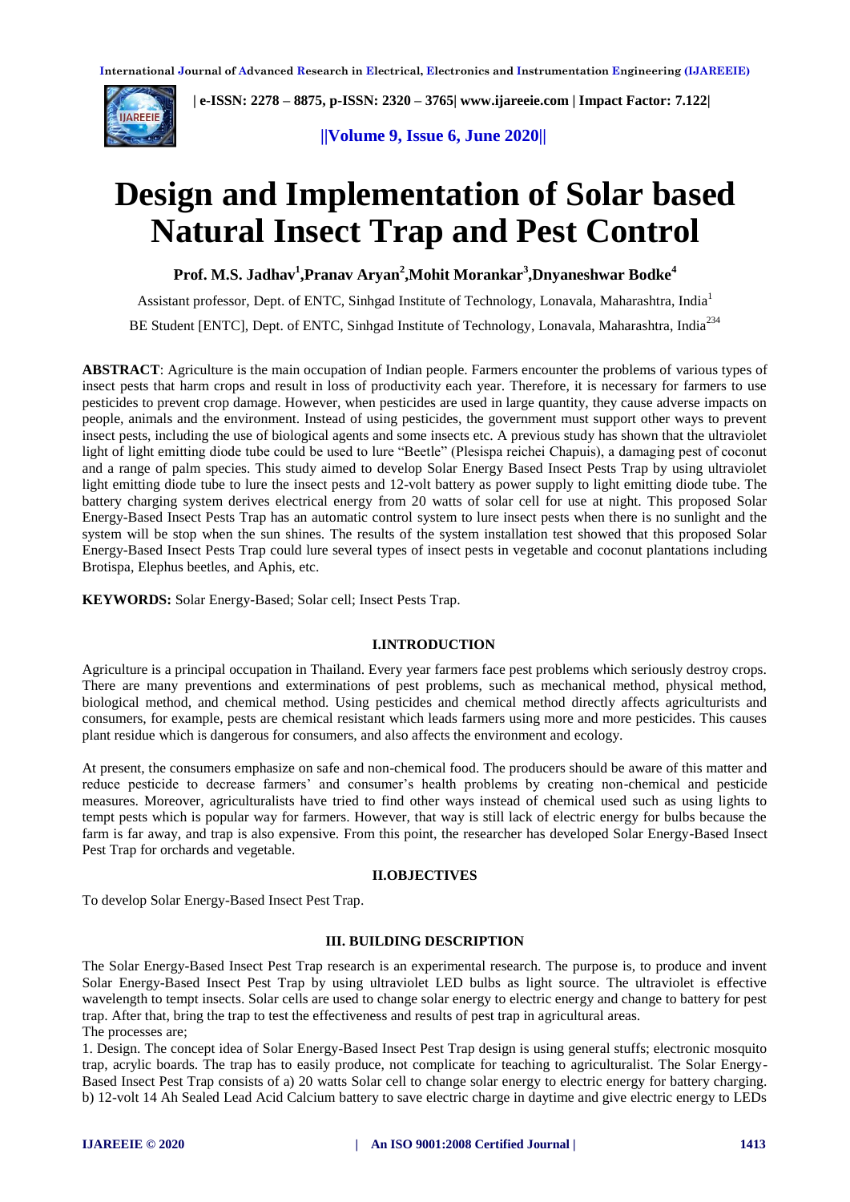# Design and Implementation of Solar based Natural Insect Trap and Pest Control

**Prof. M.S. Jadhav[1], Pranav Aryan[2], Mohit Morankar[3], Dnyaneshwar Bodke[4]**

Assistant professor, Dept. of ENTC, Sinhgad Institute of Technology, Lonavala, Maharashtra, India[1]

BE Student [ENTC], Dept. of ENTC, Sinhgad Institute of Technology, Lonavala, Maharashtra, India[234]

**ABSTRACT**: Agriculture is the main occupation of Indian people. Farmers encounter the problems of various types of insect pests that harm crops and result in loss of productivity each year. Therefore, it is necessary for farmers to use pesticides to prevent crop damage. However, when pesticides are used in large quantity, they cause adverse impacts on people, animals and the environment. Instead of using pesticides, the government must support other ways to prevent insect pests, including the use of biological agents and some insects etc. A previous study has shown that the ultraviolet light of light emitting diode tube could be used to lure "Beetle" (Plesispa reichei Chapuis), a damaging pest of coconut and a range of palm species. This study aimed to develop Solar Energy Based Insect Pests Trap by using ultraviolet light emitting diode tube to lure the insect pests and 12-volt battery as power supply to light emitting diode tube. The battery charging system derives electrical energy from 20 watts of solar cell for use at night. This proposed Solar Energy-Based Insect Pests Trap has an automatic control system to lure insect pests when there is no sunlight and the system will be stop when the sun shines. The results of the system installation test showed that this proposed Solar Energy-Based Insect Pests Trap could lure several types of insect pests in vegetable and coconut plantations including Brotispa, Elephus beetles, and Aphis, etc.

**KEYWORDS:** Solar Energy-Based; Solar cell; Insect Pests Trap.

## I.INTRODUCTION

Agriculture is a principal occupation in Thailand. Every year farmers face pest problems which seriously destroy crops. There are many preventions and exterminations of pest problems, such as mechanical method, physical method, biological method, and chemical method. Using pesticides and chemical method directly affects agriculturists and consumers, for example, pests are chemical resistant which leads farmers using more and more pesticides. This causes plant residue which is dangerous for consumers, and also affects the environment and ecology.

At present, the consumers emphasize on safe and non-chemical food. The producers should be aware of this matter and reduce pesticide to decrease farmers' and consumer's health problems by creating non-chemical and pesticide measures. Moreover, agriculturalists have tried to find other ways instead of chemical used such as using lights to tempt pests which is popular way for farmers. However, that way is still lack of electric energy for bulbs because the farm is far away, and trap is also expensive. From this point, the researcher has developed Solar Energy-Based Insect Pest Trap for orchards and vegetable.

## II.OBJECTIVES

To develop Solar Energy-Based Insect Pest Trap.

## III. BUILDING DESCRIPTION

The Solar Energy-Based Insect Pest Trap research is an experimental research. The purpose is, to produce and invent Solar Energy-Based Insect Pest Trap by using ultraviolet LED bulbs as light source. The ultraviolet is effective wavelength to tempt insects. Solar cells are used to change solar energy to electric energy and change to battery for pest trap. After that, bring the trap to test the effectiveness and results of pest trap in agricultural areas.
The processes are;

1. Design. The concept idea of Solar Energy-Based Insect Pest Trap design is using general stuffs; electronic mosquito trap, acrylic boards. The trap has to easily produce, not complicate for teaching to agriculturalist. The Solar Energy-Based Insect Pest Trap consists of a) 20 watts Solar cell to change solar energy to electric energy for battery charging. b) 12-volt 14 Ah Sealed Lead Acid Calcium battery to save electric charge in daytime and give electric energy to LEDs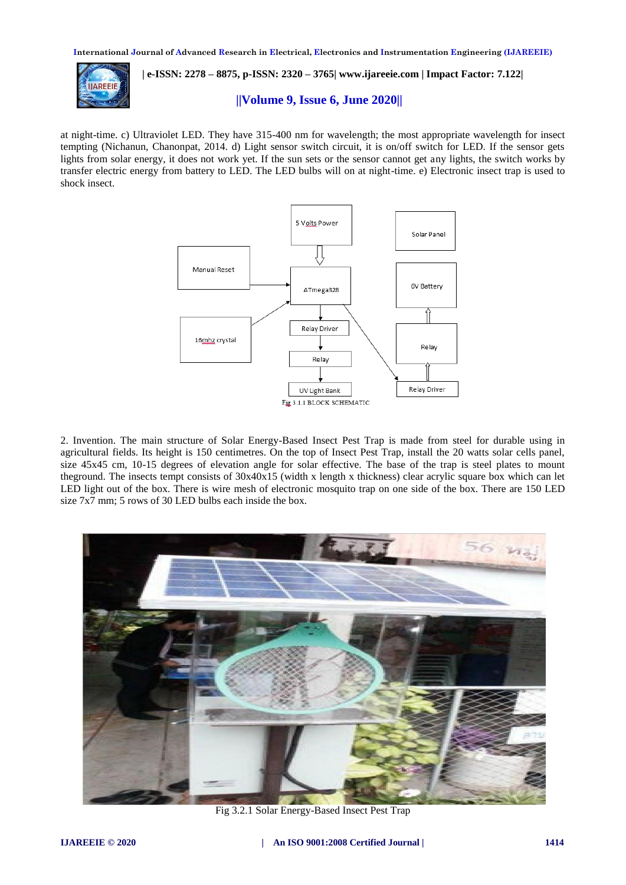at night-time. c) Ultraviolet LED. They have 315-400 nm for wavelength; the most appropriate wavelength for insect tempting (Nichanun, Chanonpat, 2014. d) Light sensor switch circuit, it is on/off switch for LED. If the sensor gets lights from solar energy, it does not work yet. If the sun sets or the sensor cannot get any lights, the switch works by transfer electric energy from battery to LED. The LED bulbs will on at night-time. e) Electronic insect trap is used to shock insect.

Fig 3.1.1 BLOCK SCHEMATIC

2. Invention. The main structure of Solar Energy-Based Insect Pest Trap is made from steel for durable using in agricultural fields. Its height is 150 centimetres. On the top of Insect Pest Trap, install the 20 watts solar cells panel, size 45x45 cm, 10-15 degrees of elevation angle for solar effective. The base of the trap is steel plates to mount theground. The insects tempt consists of 30x40x15 (width x length x thickness) clear acrylic square box which can let LED light out of the box. There is wire mesh of electronic mosquito trap on one side of the box. There are 150 LED size 7x7 mm; 5 rows of 30 LED bulbs each inside the box.

Fig 3.2.1 Solar Energy-Based Insect Pest Trap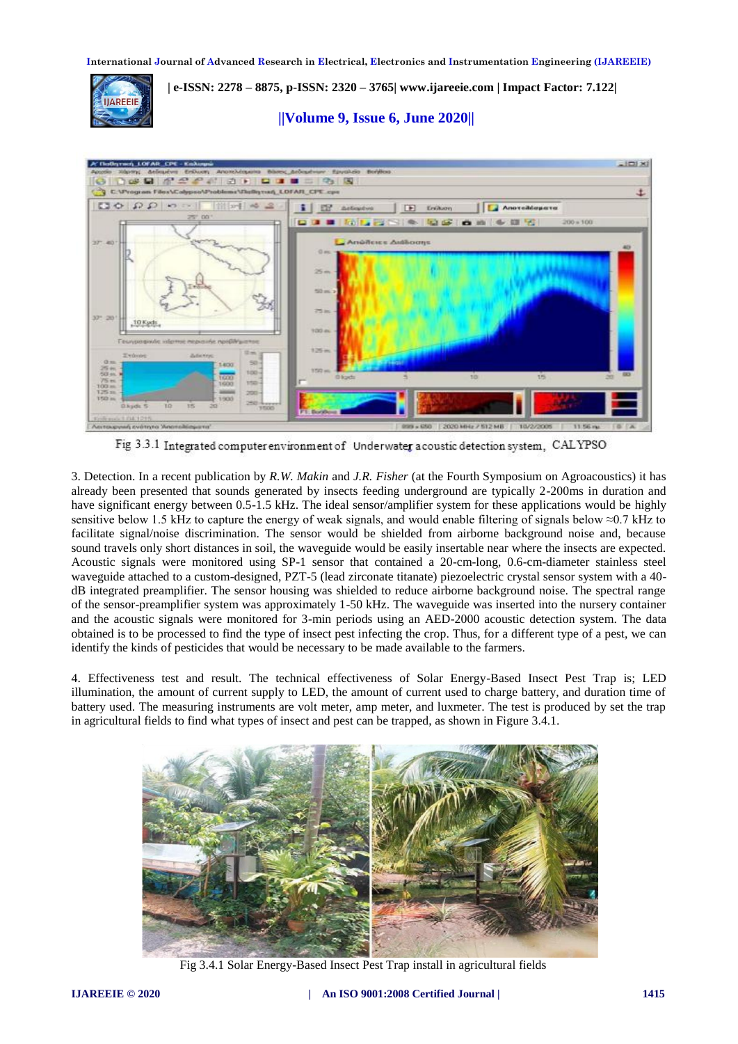Fig 3.3.1 Integrated computer environment of Underwater acoustic detection system, CALYPSO

3. Detection. In a recent publication by *R.W. Makin* and *J.R. Fisher* (at the Fourth Symposium on Agroacoustics) it has already been presented that sounds generated by insects feeding underground are typically 2-200ms in duration and have significant energy between 0.5-1.5 kHz. The ideal sensor/amplifier system for these applications would be highly sensitive below 1.5 kHz to capture the energy of weak signals, and would enable filtering of signals below ≈0.7 kHz to facilitate signal/noise discrimination. The sensor would be shielded from airborne background noise and, because sound travels only short distances in soil, the waveguide would be easily insertable near where the insects are expected. Acoustic signals were monitored using SP-1 sensor that contained a 20-cm-long, 0.6-cm-diameter stainless steel waveguide attached to a custom-designed, PZT-5 (lead zirconate titanate) piezoelectric crystal sensor system with a 40-dB integrated preamplifier. The sensor housing was shielded to reduce airborne background noise. The spectral range of the sensor-preamplifier system was approximately 1-50 kHz. The waveguide was inserted into the nursery container and the acoustic signals were monitored for 3-min periods using an AED-2000 acoustic detection system. The data obtained is to be processed to find the type of insect pest infecting the crop. Thus, for a different type of a pest, we can identify the kinds of pesticides that would be necessary to be made available to the farmers.

4. Effectiveness test and result. The technical effectiveness of Solar Energy-Based Insect Pest Trap is; LED illumination, the amount of current supply to LED, the amount of current used to charge battery, and duration time of battery used. The measuring instruments are volt meter, amp meter, and luxmeter. The test is produced by set the trap in agricultural fields to find what types of insect and pest can be trapped, as shown in Figure 3.4.1.

Fig 3.4.1 Solar Energy-Based Insect Pest Trap install in agricultural fields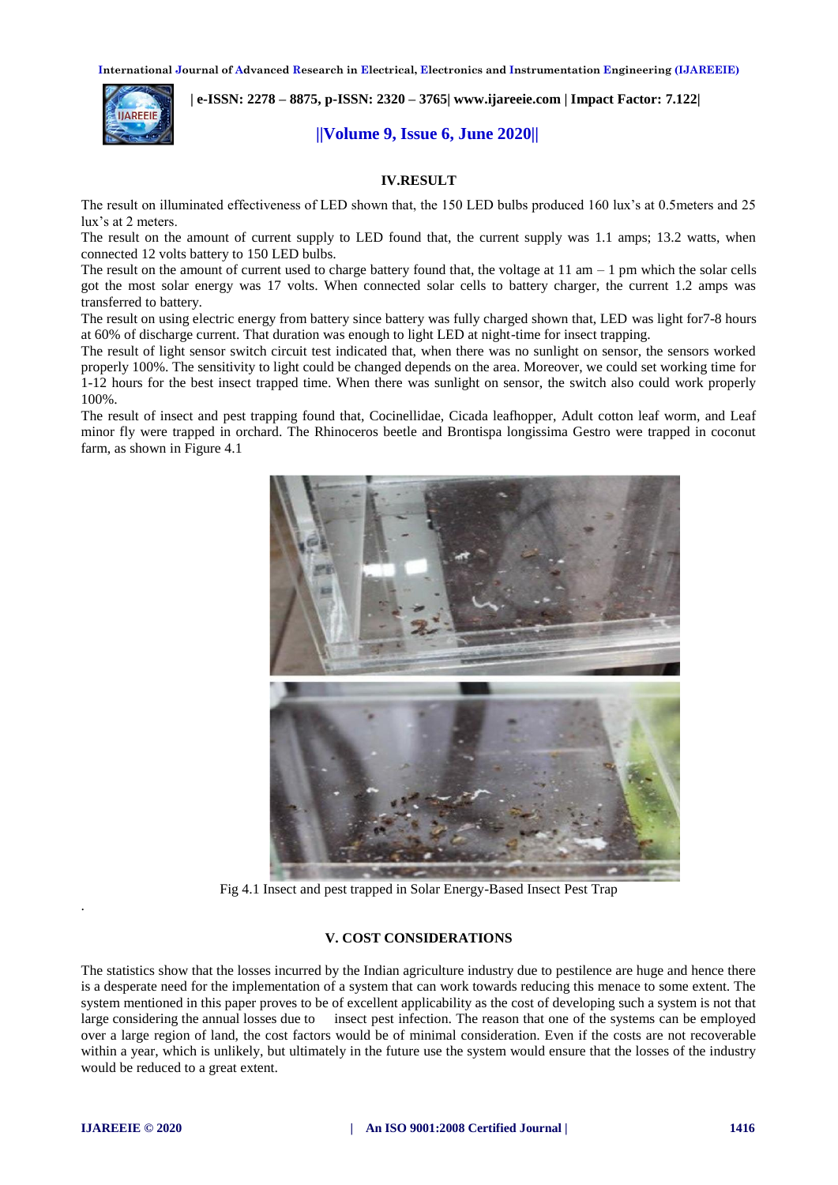## IV.RESULT

The result on illuminated effectiveness of LED shown that, the 150 LED bulbs produced 160 lux's at 0.5meters and 25 lux's at 2 meters.

The result on the amount of current supply to LED found that, the current supply was 1.1 amps; 13.2 watts, when connected 12 volts battery to 150 LED bulbs.

The result on the amount of current used to charge battery found that, the voltage at 11 am – 1 pm which the solar cells got the most solar energy was 17 volts. When connected solar cells to battery charger, the current 1.2 amps was transferred to battery.

The result on using electric energy from battery since battery was fully charged shown that, LED was light for7-8 hours at 60% of discharge current. That duration was enough to light LED at night-time for insect trapping.

The result of light sensor switch circuit test indicated that, when there was no sunlight on sensor, the sensors worked properly 100%. The sensitivity to light could be changed depends on the area. Moreover, we could set working time for 1-12 hours for the best insect trapped time. When there was sunlight on sensor, the switch also could work properly 100%.

The result of insect and pest trapping found that, Cocinellidae, Cicada leafhopper, Adult cotton leaf worm, and Leaf minor fly were trapped in orchard. The Rhinoceros beetle and Brontispa longissima Gestro were trapped in coconut farm, as shown in Figure 4.1

Fig 4.1 Insect and pest trapped in Solar Energy-Based Insect Pest Trap

## V. COST CONSIDERATIONS

The statistics show that the losses incurred by the Indian agriculture industry due to pestilence are huge and hence there is a desperate need for the implementation of a system that can work towards reducing this menace to some extent. The system mentioned in this paper proves to be of excellent applicability as the cost of developing such a system is not that large considering the annual losses due to insect pest infection. The reason that one of the systems can be employed over a large region of land, the cost factors would be of minimal consideration. Even if the costs are not recoverable within a year, which is unlikely, but ultimately in the future use the system would ensure that the losses of the industry would be reduced to a great extent.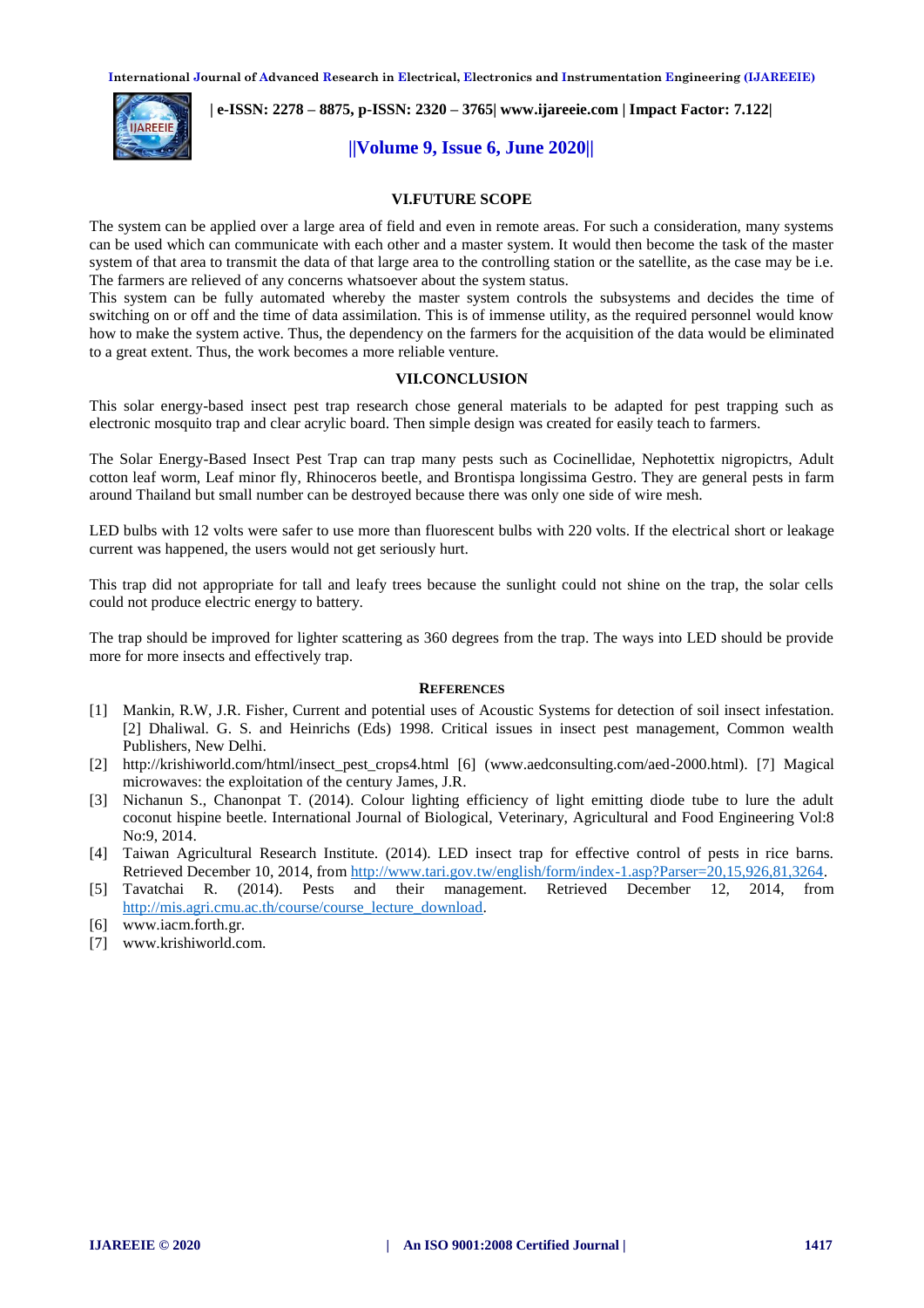## VI.FUTURE SCOPE

The system can be applied over a large area of field and even in remote areas. For such a consideration, many systems can be used which can communicate with each other and a master system. It would then become the task of the master system of that area to transmit the data of that large area to the controlling station or the satellite, as the case may be i.e. The farmers are relieved of any concerns whatsoever about the system status.
This system can be fully automated whereby the master system controls the subsystems and decides the time of switching on or off and the time of data assimilation. This is of immense utility, as the required personnel would know how to make the system active. Thus, the dependency on the farmers for the acquisition of the data would be eliminated to a great extent. Thus, the work becomes a more reliable venture.

## VII.CONCLUSION

This solar energy-based insect pest trap research chose general materials to be adapted for pest trapping such as electronic mosquito trap and clear acrylic board. Then simple design was created for easily teach to farmers.

The Solar Energy-Based Insect Pest Trap can trap many pests such as Cocinellidae, Nephotettix nigropictrs, Adult cotton leaf worm, Leaf minor fly, Rhinoceros beetle, and Brontispa longissima Gestro. They are general pests in farm around Thailand but small number can be destroyed because there was only one side of wire mesh.

LED bulbs with 12 volts were safer to use more than fluorescent bulbs with 220 volts. If the electrical short or leakage current was happened, the users would not get seriously hurt.

This trap did not appropriate for tall and leafy trees because the sunlight could not shine on the trap, the solar cells could not produce electric energy to battery.

The trap should be improved for lighter scattering as 360 degrees from the trap. The ways into LED should be provide more for more insects and effectively trap.

## REFERENCES

[1] Mankin, R.W, J.R. Fisher, Current and potential uses of Acoustic Systems for detection of soil insect infestation. [2] Dhaliwal. G. S. and Heinrichs (Eds) 1998. Critical issues in insect pest management, Common wealth Publishers, New Delhi.

[2] http://krishiworld.com/html/insect_pest_crops4.html [6] (www.aedconsulting.com/aed-2000.html). [7] Magical microwaves: the exploitation of the century James, J.R.

[3] Nichanun S., Chanonpat T. (2014). Colour lighting efficiency of light emitting diode tube to lure the adult coconut hispine beetle. International Journal of Biological, Veterinary, Agricultural and Food Engineering Vol:8 No:9, 2014.

[4] Taiwan Agricultural Research Institute. (2014). LED insect trap for effective control of pests in rice barns. Retrieved December 10, 2014, from http://www.tari.gov.tw/english/form/index-1.asp?Parser=20,15,926,81,3264.

[5] Tavatchai R. (2014). Pests and their management. Retrieved December 12, 2014, from http://mis.agri.cmu.ac.th/course/course_lecture_download.

[6] www.iacm.forth.gr.

[7] www.krishiworld.com.